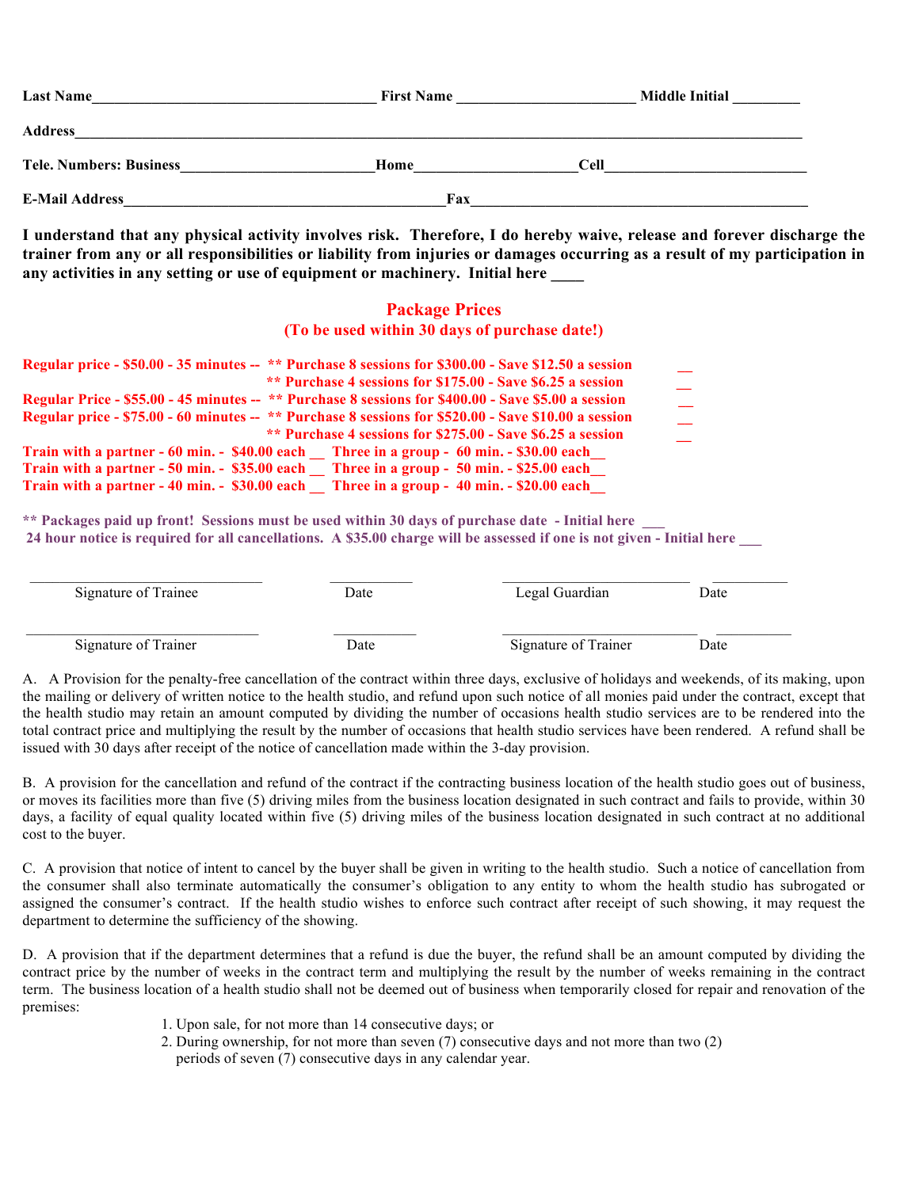**Last Name**______________________________________ **First Name** _______________________ **Middle Initial** _________

**Address**_____________________________________________________________________________________________

**Tele. Numbers: Business**_________________________**Home**_____________________**Cell**___________________________

**E-Mail Address**__________________________________________**Fax**____________________________________________

**I understand that any physical activity involves risk. Therefore, I do hereby waive, release and forever discharge the trainer from any or all responsibilities or liability from injuries or damages occurring as a result of my participation in any activities in any setting or use of equipment or machinery. Initial here ____**

## Package Prices

**(To be used within 30 days of purchase date!)**

**Regular price - $50.00 - 35 minutes -- ** Purchase 8 sessions for $300.00 - Save $12.50 a session __**
**** Purchase 4 sessions for $175.00 - Save $6.25 a session __**
**Regular Price - $55.00 - 45 minutes -- ** Purchase 8 sessions for $400.00 - Save $5.00 a session __**
**Regular price - $75.00 - 60 minutes -- ** Purchase 8 sessions for $520.00 - Save $10.00 a session __**
**** Purchase 4 sessions for $275.00 - Save $6.25 a session __**
**Train with a partner - 60 min. - $40.00 each __ Three in a group - 60 min. - $30.00 each__**
**Train with a partner - 50 min. - $35.00 each __ Three in a group - 50 min. - $25.00 each__**
**Train with a partner - 40 min. - $30.00 each __ Three in a group - 40 min. - $20.00 each__**

**** Packages paid up front! Sessions must be used within 30 days of purchase date - Initial here ___**
**24 hour notice is required for all cancellations. A $35.00 charge will be assessed if one is not given - Initial here ___**

| ______________________________ | ___________ | ________________________ | __________ |
|---|---|---|---|
| Signature of Trainee | Date | Legal Guardian | Date |
| ______________________________ | ___________ | ________________________ | __________ |
| Signature of Trainer | Date | Signature of Trainer | Date |

A. A Provision for the penalty-free cancellation of the contract within three days, exclusive of holidays and weekends, of its making, upon the mailing or delivery of written notice to the health studio, and refund upon such notice of all monies paid under the contract, except that the health studio may retain an amount computed by dividing the number of occasions health studio services are to be rendered into the total contract price and multiplying the result by the number of occasions that health studio services have been rendered. A refund shall be issued with 30 days after receipt of the notice of cancellation made within the 3-day provision.

B. A provision for the cancellation and refund of the contract if the contracting business location of the health studio goes out of business, or moves its facilities more than five (5) driving miles from the business location designated in such contract and fails to provide, within 30 days, a facility of equal quality located within five (5) driving miles of the business location designated in such contract at no additional cost to the buyer.

C. A provision that notice of intent to cancel by the buyer shall be given in writing to the health studio. Such a notice of cancellation from the consumer shall also terminate automatically the consumer's obligation to any entity to whom the health studio has subrogated or assigned the consumer's contract. If the health studio wishes to enforce such contract after receipt of such showing, it may request the department to determine the sufficiency of the showing.

D. A provision that if the department determines that a refund is due the buyer, the refund shall be an amount computed by dividing the contract price by the number of weeks in the contract term and multiplying the result by the number of weeks remaining in the contract term. The business location of a health studio shall not be deemed out of business when temporarily closed for repair and renovation of the premises:

1. Upon sale, for not more than 14 consecutive days; or
2. During ownership, for not more than seven (7) consecutive days and not more than two (2) periods of seven (7) consecutive days in any calendar year.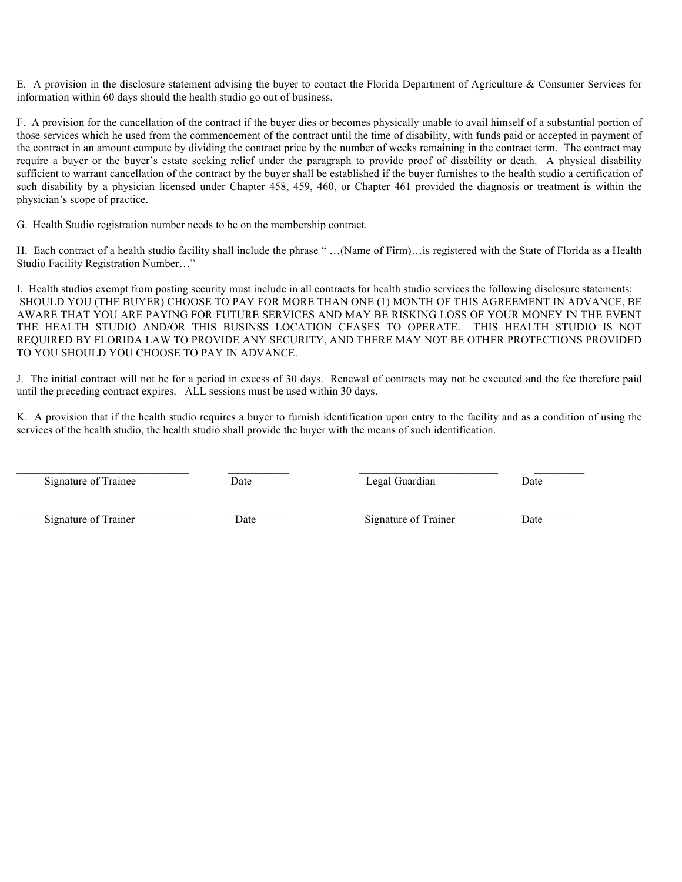E. A provision in the disclosure statement advising the buyer to contact the Florida Department of Agriculture & Consumer Services for information within 60 days should the health studio go out of business.

F. A provision for the cancellation of the contract if the buyer dies or becomes physically unable to avail himself of a substantial portion of those services which he used from the commencement of the contract until the time of disability, with funds paid or accepted in payment of the contract in an amount compute by dividing the contract price by the number of weeks remaining in the contract term. The contract may require a buyer or the buyer's estate seeking relief under the paragraph to provide proof of disability or death. A physical disability sufficient to warrant cancellation of the contract by the buyer shall be established if the buyer furnishes to the health studio a certification of such disability by a physician licensed under Chapter 458, 459, 460, or Chapter 461 provided the diagnosis or treatment is within the physician's scope of practice.

G. Health Studio registration number needs to be on the membership contract.

H. Each contract of a health studio facility shall include the phrase " …(Name of Firm)…is registered with the State of Florida as a Health Studio Facility Registration Number…"

I. Health studios exempt from posting security must include in all contracts for health studio services the following disclosure statements: SHOULD YOU (THE BUYER) CHOOSE TO PAY FOR MORE THAN ONE (1) MONTH OF THIS AGREEMENT IN ADVANCE, BE AWARE THAT YOU ARE PAYING FOR FUTURE SERVICES AND MAY BE RISKING LOSS OF YOUR MONEY IN THE EVENT THE HEALTH STUDIO AND/OR THIS BUSINSS LOCATION CEASES TO OPERATE. THIS HEALTH STUDIO IS NOT REQUIRED BY FLORIDA LAW TO PROVIDE ANY SECURITY, AND THERE MAY NOT BE OTHER PROTECTIONS PROVIDED TO YOU SHOULD YOU CHOOSE TO PAY IN ADVANCE.

J. The initial contract will not be for a period in excess of 30 days. Renewal of contracts may not be executed and the fee therefore paid until the preceding contract expires. ALL sessions must be used within 30 days.

K. A provision that if the health studio requires a buyer to furnish identification upon entry to the facility and as a condition of using the services of the health studio, the health studio shall provide the buyer with the means of such identification.

| | | | |
|---|---|---|---|
| ______________________ Signature of Trainee | ________ Date | ______________________ Legal Guardian | ________ Date |
| ______________________ Signature of Trainer | ________ Date | ______________________ Signature of Trainer | ________ Date |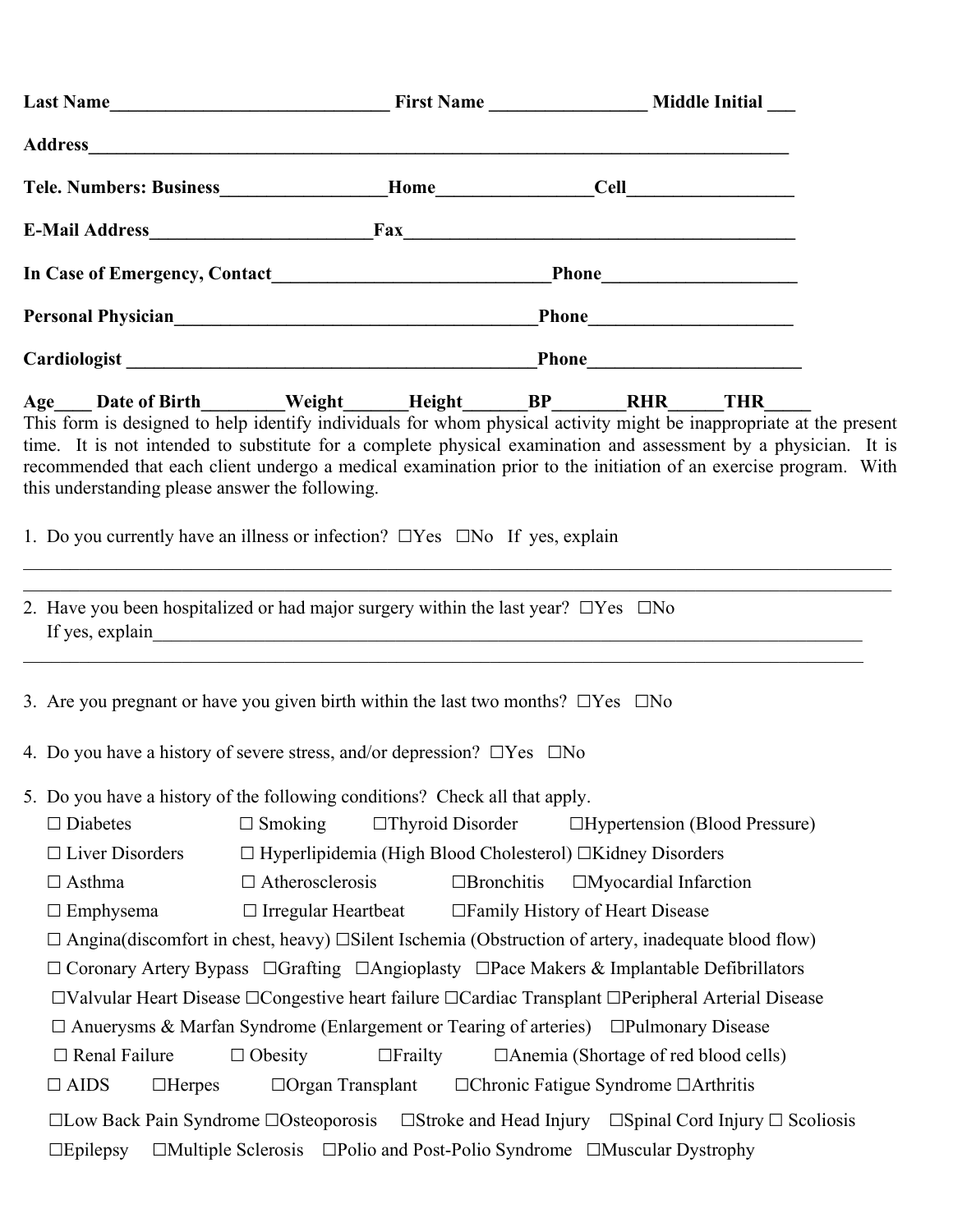**Last Name______________________________ First Name ________________ Middle Initial ___**

**Address___________________________________________________________________________**

**Tele. Numbers: Business_________________Home________________Cell_________________**

**E-Mail Address_______________________Fax__________________________________________**

**In Case of Emergency, Contact_____________________________Phone____________________**

**Personal Physician_______________________________________Phone_____________________**

**Cardiologist ____________________________________________Phone______________________**

**Age____ Date of Birth_________Weight______Height______BP_______RHR______THR_____**

This form is designed to help identify individuals for whom physical activity might be inappropriate at the present time. It is not intended to substitute for a complete physical examination and assessment by a physician. It is recommended that each client undergo a medical examination prior to the initiation of an exercise program. With this understanding please answer the following.

1. Do you currently have an illness or infection? ☐Yes ☐No If yes, explain

_____________________________________________________________________________________

_____________________________________________________________________________________

2. Have you been hospitalized or had major surgery within the last year? ☐Yes ☐No
   If yes, explain___________________________________________________________________________

_____________________________________________________________________________________

3. Are you pregnant or have you given birth within the last two months? ☐Yes ☐No

4. Do you have a history of severe stress, and/or depression? ☐Yes ☐No

5. Do you have a history of the following conditions? Check all that apply.

   ☐ Diabetes ☐ Smoking ☐Thyroid Disorder ☐Hypertension (Blood Pressure)

   ☐ Liver Disorders ☐ Hyperlipidemia (High Blood Cholesterol) ☐Kidney Disorders

   ☐ Asthma ☐ Atherosclerosis ☐Bronchitis ☐Myocardial Infarction

   ☐ Emphysema ☐ Irregular Heartbeat ☐Family History of Heart Disease

   ☐ Angina(discomfort in chest, heavy) ☐Silent Ischemia (Obstruction of artery, inadequate blood flow)

   ☐ Coronary Artery Bypass ☐Grafting ☐Angioplasty ☐Pace Makers & Implantable Defibrillators

   ☐Valvular Heart Disease ☐Congestive heart failure ☐Cardiac Transplant ☐Peripheral Arterial Disease

   ☐ Anuerysms & Marfan Syndrome (Enlargement or Tearing of arteries) ☐Pulmonary Disease

   ☐ Renal Failure ☐ Obesity ☐Frailty ☐Anemia (Shortage of red blood cells)

   ☐ AIDS ☐Herpes ☐Organ Transplant ☐Chronic Fatigue Syndrome ☐Arthritis

   ☐Low Back Pain Syndrome ☐Osteoporosis ☐Stroke and Head Injury ☐Spinal Cord Injury ☐ Scoliosis

   ☐Epilepsy ☐Multiple Sclerosis ☐Polio and Post-Polio Syndrome ☐Muscular Dystrophy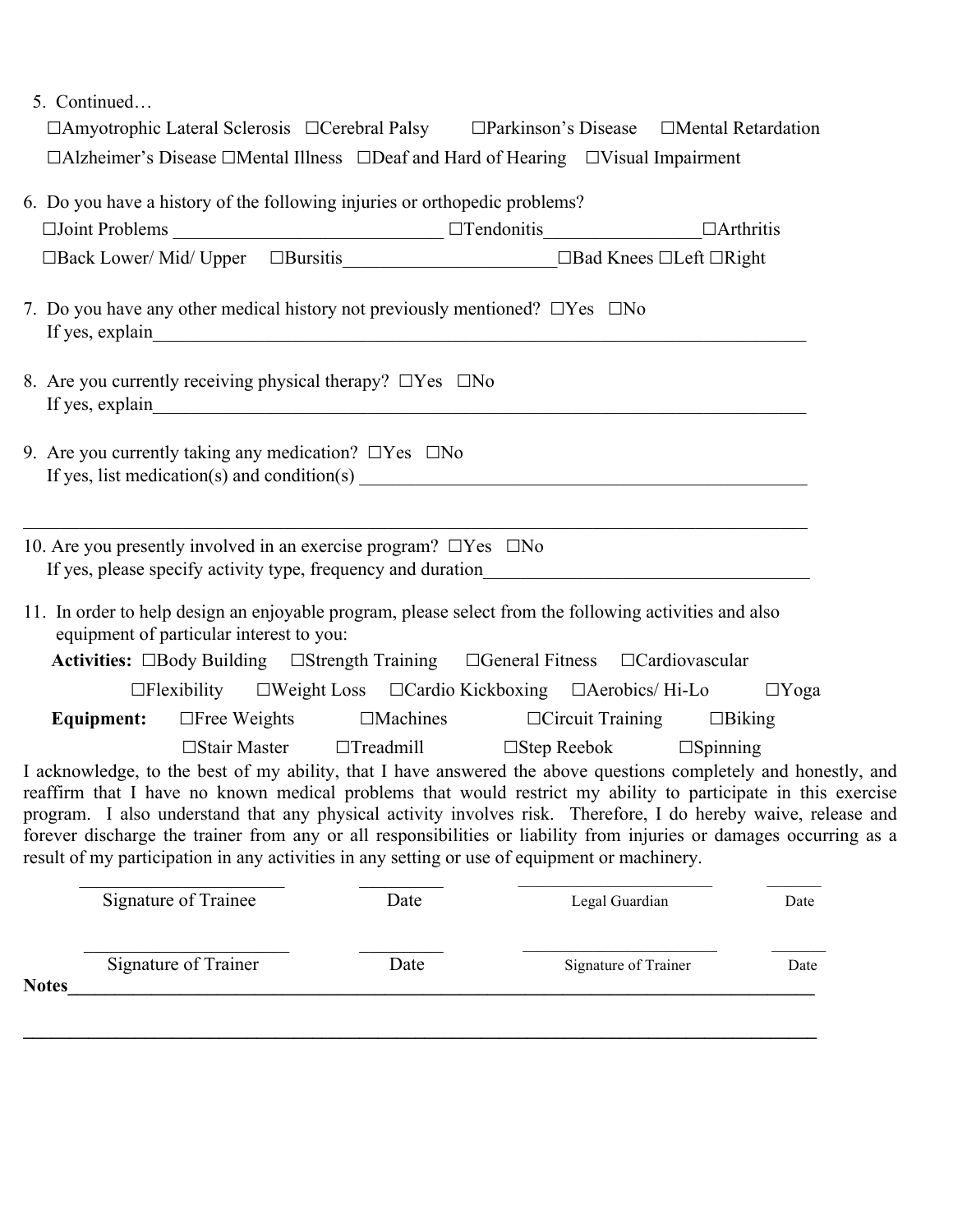5. Continued…

☐Amyotrophic Lateral Sclerosis ☐Cerebral Palsy ☐Parkinson's Disease ☐Mental Retardation
☐Alzheimer's Disease ☐Mental Illness ☐Deaf and Hard of Hearing ☐Visual Impairment

6. Do you have a history of the following injuries or orthopedic problems?

☐Joint Problems ____________________________ ☐Tendonitis________________ ☐Arthritis
☐Back Lower/ Mid/ Upper ☐Bursitis______________________ ☐Bad Knees ☐Left ☐Right

7. Do you have any other medical history not previously mentioned? ☐Yes ☐No
If yes, explain_________________________________________________________________________

8. Are you currently receiving physical therapy? ☐Yes ☐No
If yes, explain_________________________________________________________________________

9. Are you currently taking any medication? ☐Yes ☐No
If yes, list medication(s) and condition(s) _________________________________________________

_____________________________________________________________________________________

10. Are you presently involved in an exercise program? ☐Yes ☐No
If yes, please specify activity type, frequency and duration___________________________________

11. In order to help design an enjoyable program, please select from the following activities and also equipment of particular interest to you:

**Activities:** ☐Body Building ☐Strength Training ☐General Fitness ☐Cardiovascular
☐Flexibility ☐Weight Loss ☐Cardio Kickboxing ☐Aerobics/ Hi-Lo ☐Yoga

**Equipment:** ☐Free Weights ☐Machines ☐Circuit Training ☐Biking
☐Stair Master ☐Treadmill ☐Step Reebok ☐Spinning

I acknowledge, to the best of my ability, that I have answered the above questions completely and honestly, and reaffirm that I have no known medical problems that would restrict my ability to participate in this exercise program. I also understand that any physical activity involves risk. Therefore, I do hereby waive, release and forever discharge the trainer from any or all responsibilities or liability from injuries or damages occurring as a result of my participation in any activities in any setting or use of equipment or machinery.

| ______________________ | _________ | ______________________ | ______ |
|---|---|---|---|
| Signature of Trainee | Date | Legal Guardian | Date |
| ______________________ | _________ | ______________________ | ______ |
| Signature of Trainer | Date | Signature of Trainer | Date |

**Notes**_____________________________________________________________________________________

_____________________________________________________________________________________________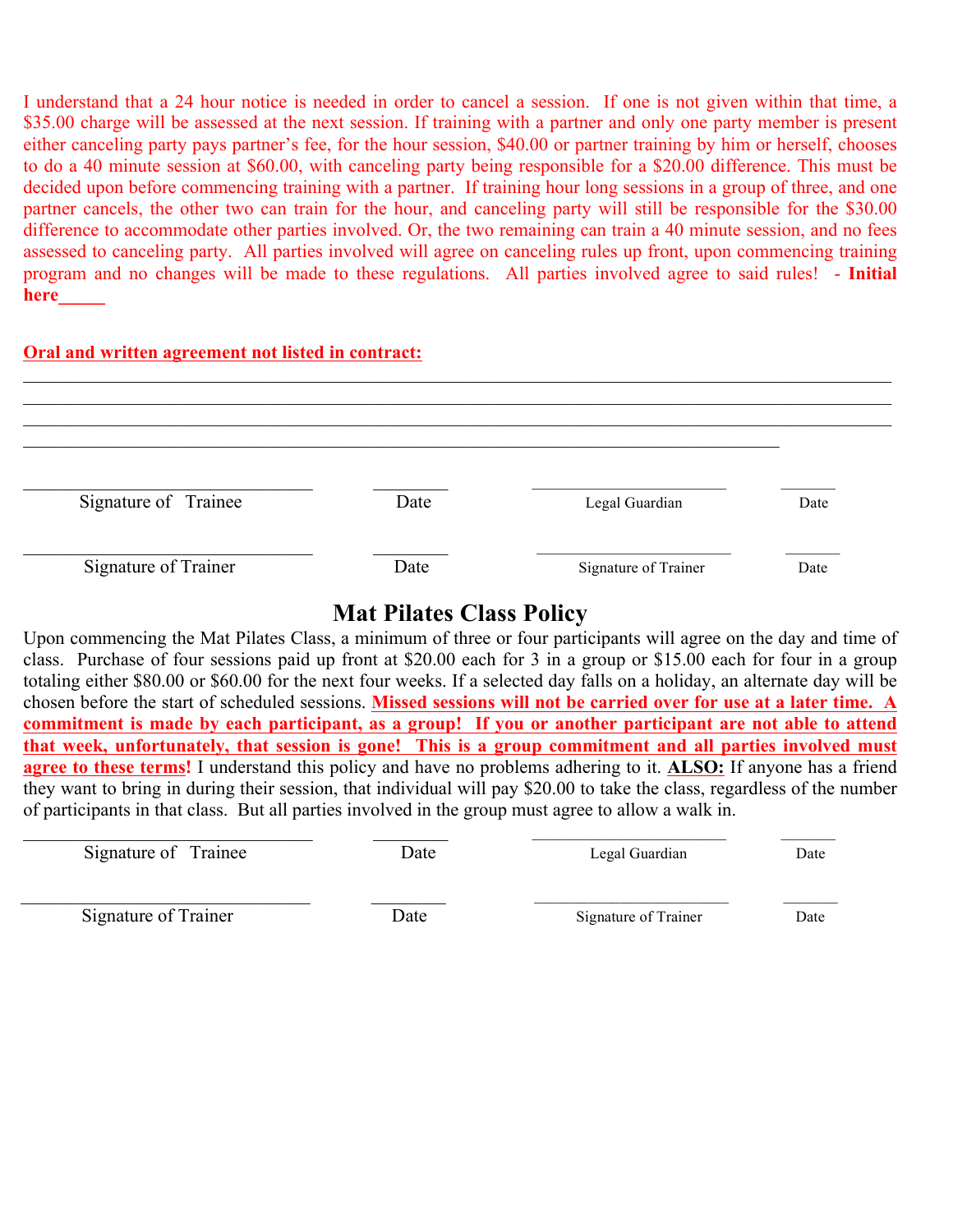I understand that a 24 hour notice is needed in order to cancel a session. If one is not given within that time, a $35.00 charge will be assessed at the next session. If training with a partner and only one party member is present either canceling party pays partner's fee, for the hour session, $40.00 or partner training by him or herself, chooses to do a 40 minute session at $60.00, with canceling party being responsible for a $20.00 difference. This must be decided upon before commencing training with a partner. If training hour long sessions in a group of three, and one partner cancels, the other two can train for the hour, and canceling party will still be responsible for the $30.00 difference to accommodate other parties involved. Or, the two remaining can train a 40 minute session, and no fees assessed to canceling party. All parties involved will agree on canceling rules up front, upon commencing training program and no changes will be made to these regulations. All parties involved agree to said rules! - **Initial here_____**

**Oral and written agreement not listed in contract:**

______________________________________________________________________________________________

______________________________________________________________________________________________

______________________________________________________________________________________________

______________________________________________________________________________

| | | | |
|---|---|---|---|
| Signature of Trainee | Date | Legal Guardian | Date |
| Signature of Trainer | Date | Signature of Trainer | Date |

# Mat Pilates Class Policy

Upon commencing the Mat Pilates Class, a minimum of three or four participants will agree on the day and time of class. Purchase of four sessions paid up front at $20.00 each for 3 in a group or $15.00 each for four in a group totaling either $80.00 or $60.00 for the next four weeks. If a selected day falls on a holiday, an alternate day will be chosen before the start of scheduled sessions. **Missed sessions will not be carried over for use at a later time. A commitment is made by each participant, as a group! If you or another participant are not able to attend that week, unfortunately, that session is gone! This is a group commitment and all parties involved must agree to these terms!** I understand this policy and have no problems adhering to it. **ALSO:** If anyone has a friend they want to bring in during their session, that individual will pay $20.00 to take the class, regardless of the number of participants in that class. But all parties involved in the group must agree to allow a walk in.

| | | | |
|---|---|---|---|
| Signature of Trainee | Date | Legal Guardian | Date |
| Signature of Trainer | Date | Signature of Trainer | Date |